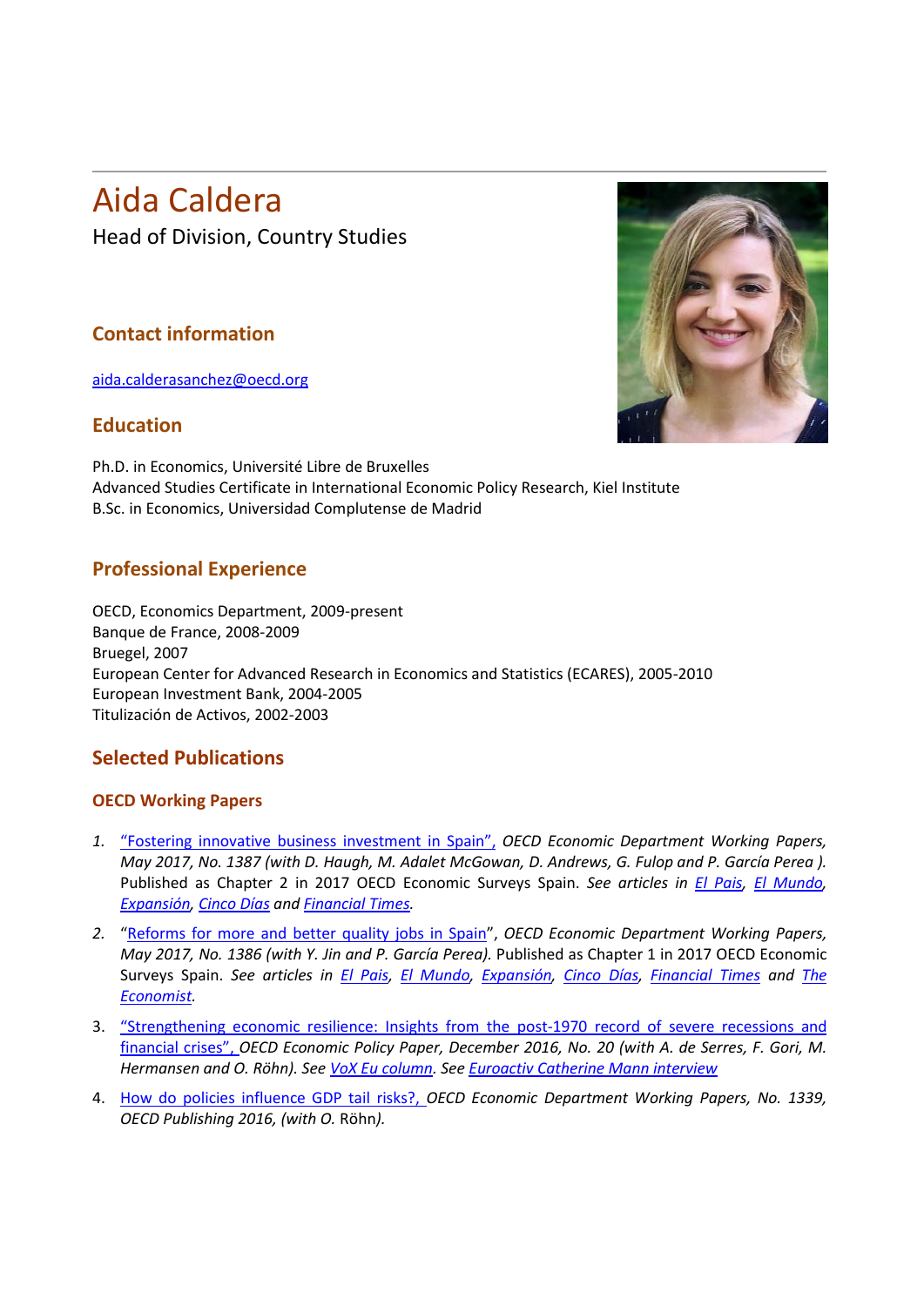# Aida Caldera

Head of Division, Country Studies

## Contact information

aida.calderasanchez@oecd.org

## Education

Ph.D. in Economics, Université Libre de Bruxelles
Advanced Studies Certificate in International Economic Policy Research, Kiel Institute
B.Sc. in Economics, Universidad Complutense de Madrid

## Professional Experience

OECD, Economics Department, 2009-present
Banque de France, 2008-2009
Bruegel, 2007
European Center for Advanced Research in Economics and Statistics (ECARES), 2005-2010
European Investment Bank, 2004-2005
Titulización de Activos, 2002-2003

## Selected Publications

### OECD Working Papers

1. "Fostering innovative business investment in Spain", *OECD Economic Department Working Papers, May 2017, No. 1387 (with D. Haugh, M. Adalet McGowan, D. Andrews, G. Fulop and P. García Perea ).* Published as Chapter 2 in 2017 OECD Economic Surveys Spain. *See articles in El Pais, El Mundo, Expansión, Cinco Días and Financial Times.*
2. "Reforms for more and better quality jobs in Spain", *OECD Economic Department Working Papers, May 2017, No. 1386 (with Y. Jin and P. García Perea).* Published as Chapter 1 in 2017 OECD Economic Surveys Spain. *See articles in El Pais, El Mundo, Expansión, Cinco Días, Financial Times and The Economist.*
3. "Strengthening economic resilience: Insights from the post-1970 record of severe recessions and financial crises", *OECD Economic Policy Paper, December 2016, No. 20 (with A. de Serres, F. Gori, M. Hermansen and O. Röhn). See VoX Eu column. See Euroactiv Catherine Mann interview*
4. How do policies influence GDP tail risks?, *OECD Economic Department Working Papers, No. 1339, OECD Publishing 2016, (with O.* Röhn*).*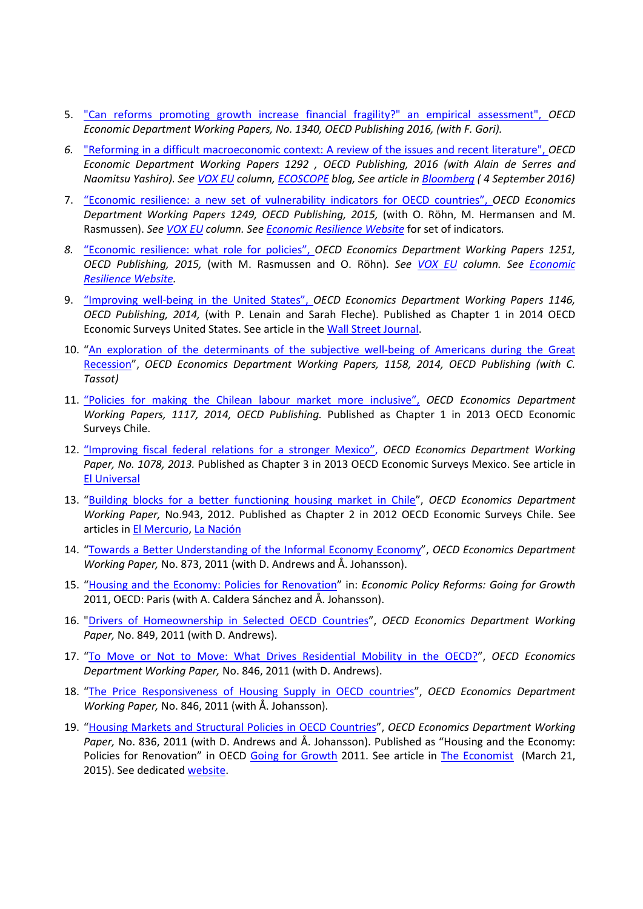5. "Can reforms promoting growth increase financial fragility?" an empirical assessment", *OECD Economic Department Working Papers, No. 1340, OECD Publishing 2016, (with F. Gori).*

6. "Reforming in a difficult macroeconomic context: A review of the issues and recent literature", *OECD Economic Department Working Papers 1292 , OECD Publishing, 2016 (with Alain de Serres and Naomitsu Yashiro). See VOX EU column, ECOSCOPE blog, See article in Bloomberg ( 4 September 2016)*

7. "Economic resilience: a new set of vulnerability indicators for OECD countries", *OECD Economics Department Working Papers 1249, OECD Publishing, 2015,* (with O. Röhn, M. Hermansen and M. Rasmussen). *See VOX EU column. See Economic Resilience Website* for set of indicators.

8. "Economic resilience: what role for policies", *OECD Economics Department Working Papers 1251, OECD Publishing, 2015,* (with M. Rasmussen and O. Röhn). *See VOX EU column. See Economic Resilience Website.*

9. "Improving well-being in the United States", *OECD Economics Department Working Papers 1146, OECD Publishing, 2014,* (with P. Lenain and Sarah Fleche). Published as Chapter 1 in 2014 OECD Economic Surveys United States. See article in the Wall Street Journal.

10. "An exploration of the determinants of the subjective well-being of Americans during the Great Recession", *OECD Economics Department Working Papers, 1158, 2014, OECD Publishing (with C. Tassot)*

11. "Policies for making the Chilean labour market more inclusive", *OECD Economics Department Working Papers, 1117, 2014, OECD Publishing.* Published as Chapter 1 in 2013 OECD Economic Surveys Chile.

12. "Improving fiscal federal relations for a stronger Mexico", *OECD Economics Department Working Paper, No. 1078, 2013.* Published as Chapter 3 in 2013 OECD Economic Surveys Mexico. See article in El Universal

13. "Building blocks for a better functioning housing market in Chile", *OECD Economics Department Working Paper,* No.943, 2012. Published as Chapter 2 in 2012 OECD Economic Surveys Chile. See articles in El Mercurio, La Nación

14. "Towards a Better Understanding of the Informal Economy Economy", *OECD Economics Department Working Paper,* No. 873, 2011 (with D. Andrews and Å. Johansson).

15. "Housing and the Economy: Policies for Renovation" in: *Economic Policy Reforms: Going for Growth* 2011, OECD: Paris (with A. Caldera Sánchez and Å. Johansson).

16. "Drivers of Homeownership in Selected OECD Countries", *OECD Economics Department Working Paper,* No. 849, 2011 (with D. Andrews).

17. "To Move or Not to Move: What Drives Residential Mobility in the OECD?", *OECD Economics Department Working Paper,* No. 846, 2011 (with D. Andrews).

18. "The Price Responsiveness of Housing Supply in OECD countries", *OECD Economics Department Working Paper,* No. 846, 2011 (with Å. Johansson).

19. "Housing Markets and Structural Policies in OECD Countries", *OECD Economics Department Working Paper,* No. 836, 2011 (with D. Andrews and Å. Johansson). Published as "Housing and the Economy: Policies for Renovation" in OECD Going for Growth 2011. See article in The Economist (March 21, 2015). See dedicated website.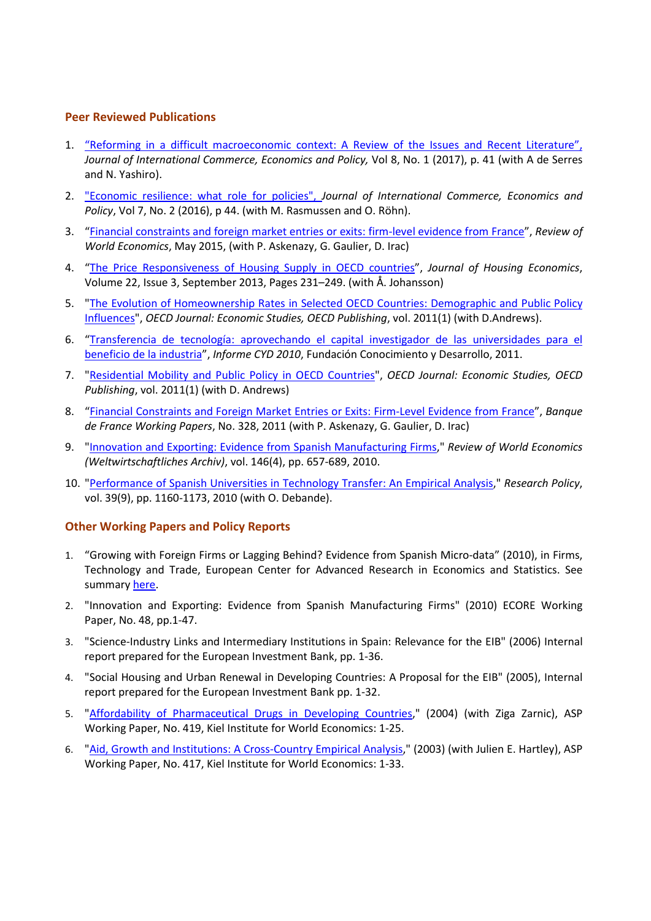## Peer Reviewed Publications

1. “Reforming in a difficult macroeconomic context: A Review of the Issues and Recent Literature”, *Journal of International Commerce, Economics and Policy,* Vol 8, No. 1 (2017), p. 41 (with A de Serres and N. Yashiro).
2. "Economic resilience: what role for policies", *Journal of International Commerce, Economics and Policy*, Vol 7, No. 2 (2016), p 44. (with M. Rasmussen and O. Röhn).
3. “Financial constraints and foreign market entries or exits: firm-level evidence from France”, *Review of World Economics*, May 2015, (with P. Askenazy, G. Gaulier, D. Irac)
4. “The Price Responsiveness of Housing Supply in OECD countries”, *Journal of Housing Economics*, Volume 22, Issue 3, September 2013, Pages 231–249. (with Å. Johansson)
5. "The Evolution of Homeownership Rates in Selected OECD Countries: Demographic and Public Policy Influences", *OECD Journal: Economic Studies, OECD Publishing*, vol. 2011(1) (with D.Andrews).
6. “Transferencia de tecnología: aprovechando el capital investigador de las universidades para el beneficio de la industria”, *Informe CYD 2010*, Fundación Conocimiento y Desarrollo, 2011.
7. "Residential Mobility and Public Policy in OECD Countries", *OECD Journal: Economic Studies, OECD Publishing*, vol. 2011(1) (with D. Andrews)
8. “Financial Constraints and Foreign Market Entries or Exits: Firm-Level Evidence from France”, *Banque de France Working Papers*, No. 328, 2011 (with P. Askenazy, G. Gaulier, D. Irac)
9. "Innovation and Exporting: Evidence from Spanish Manufacturing Firms," *Review of World Economics (Weltwirtschaftliches Archiv)*, vol. 146(4), pp. 657-689, 2010.
10. "Performance of Spanish Universities in Technology Transfer: An Empirical Analysis," *Research Policy*, vol. 39(9), pp. 1160-1173, 2010 (with O. Debande).

## Other Working Papers and Policy Reports

1. “Growing with Foreign Firms or Lagging Behind? Evidence from Spanish Micro-data” (2010), in Firms, Technology and Trade, European Center for Advanced Research in Economics and Statistics. See summary here.
2. "Innovation and Exporting: Evidence from Spanish Manufacturing Firms" (2010) ECORE Working Paper, No. 48, pp.1-47.
3. "Science-Industry Links and Intermediary Institutions in Spain: Relevance for the EIB" (2006) Internal report prepared for the European Investment Bank, pp. 1-36.
4. "Social Housing and Urban Renewal in Developing Countries: A Proposal for the EIB" (2005), Internal report prepared for the European Investment Bank pp. 1-32.
5. "Affordability of Pharmaceutical Drugs in Developing Countries," (2004) (with Ziga Zarnic), ASP Working Paper, No. 419, Kiel Institute for World Economics: 1-25.
6. "Aid, Growth and Institutions: A Cross-Country Empirical Analysis," (2003) (with Julien E. Hartley), ASP Working Paper, No. 417, Kiel Institute for World Economics: 1-33.